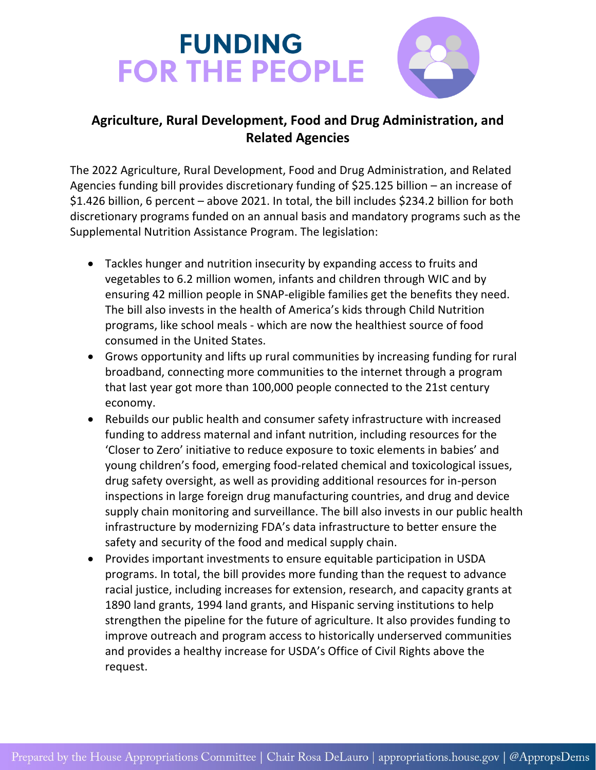# FUNDING FOR THE PEOPLE

## Agriculture, Rural Development, Food and Drug Administration, and Related Agencies

The 2022 Agriculture, Rural Development, Food and Drug Administration, and Related Agencies funding bill provides discretionary funding of $25.125 billion – an increase of $1.426 billion, 6 percent – above 2021. In total, the bill includes $234.2 billion for both discretionary programs funded on an annual basis and mandatory programs such as the Supplemental Nutrition Assistance Program. The legislation:

- Tackles hunger and nutrition insecurity by expanding access to fruits and vegetables to 6.2 million women, infants and children through WIC and by ensuring 42 million people in SNAP-eligible families get the benefits they need. The bill also invests in the health of America's kids through Child Nutrition programs, like school meals - which are now the healthiest source of food consumed in the United States.
- Grows opportunity and lifts up rural communities by increasing funding for rural broadband, connecting more communities to the internet through a program that last year got more than 100,000 people connected to the 21st century economy.
- Rebuilds our public health and consumer safety infrastructure with increased funding to address maternal and infant nutrition, including resources for the 'Closer to Zero' initiative to reduce exposure to toxic elements in babies' and young children's food, emerging food-related chemical and toxicological issues, drug safety oversight, as well as providing additional resources for in-person inspections in large foreign drug manufacturing countries, and drug and device supply chain monitoring and surveillance. The bill also invests in our public health infrastructure by modernizing FDA's data infrastructure to better ensure the safety and security of the food and medical supply chain.
- Provides important investments to ensure equitable participation in USDA programs. In total, the bill provides more funding than the request to advance racial justice, including increases for extension, research, and capacity grants at 1890 land grants, 1994 land grants, and Hispanic serving institutions to help strengthen the pipeline for the future of agriculture. It also provides funding to improve outreach and program access to historically underserved communities and provides a healthy increase for USDA's Office of Civil Rights above the request.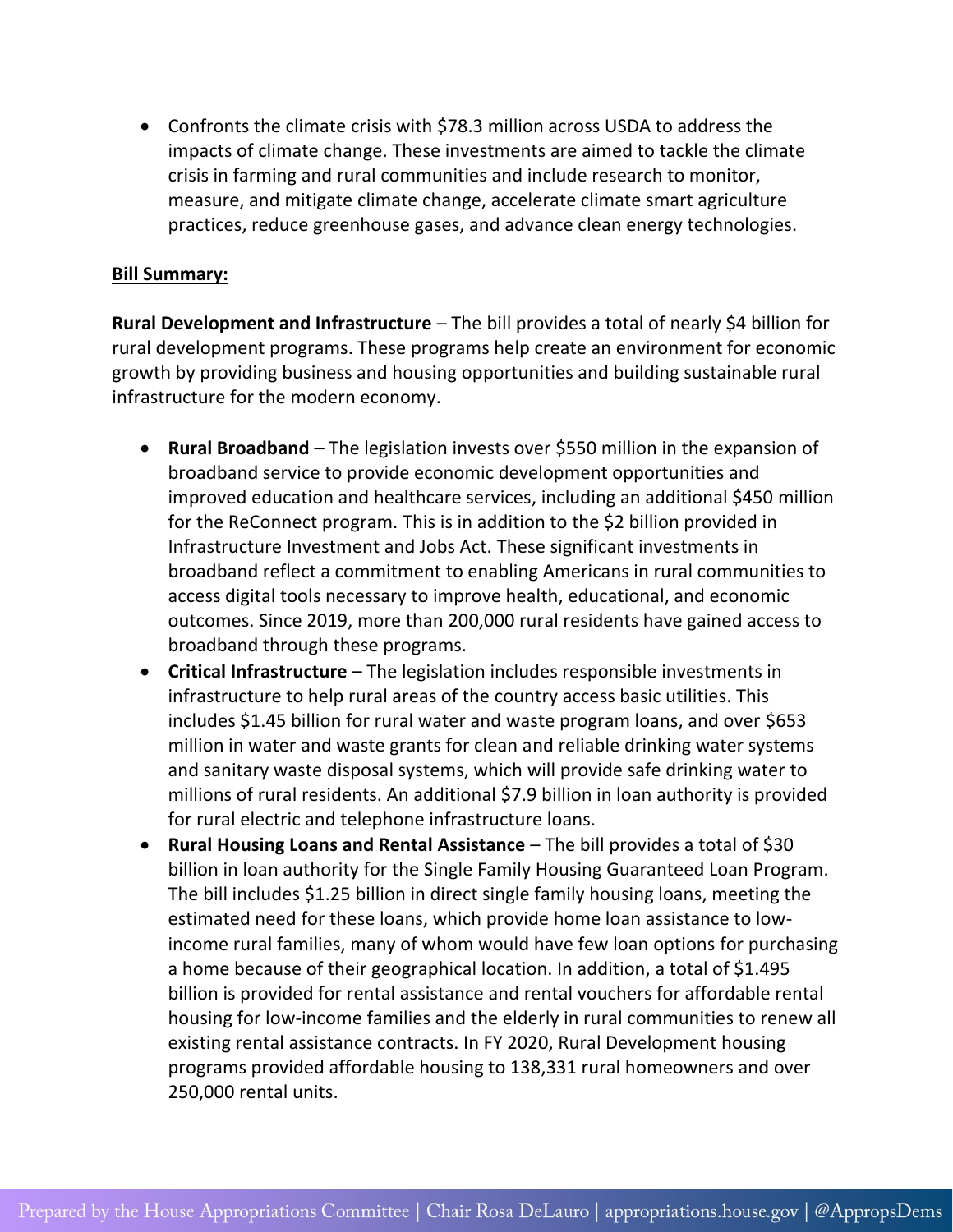- Confronts the climate crisis with $78.3 million across USDA to address the impacts of climate change. These investments are aimed to tackle the climate crisis in farming and rural communities and include research to monitor, measure, and mitigate climate change, accelerate climate smart agriculture practices, reduce greenhouse gases, and advance clean energy technologies.

**Bill Summary:**

**Rural Development and Infrastructure** – The bill provides a total of nearly $4 billion for rural development programs. These programs help create an environment for economic growth by providing business and housing opportunities and building sustainable rural infrastructure for the modern economy.

- **Rural Broadband** – The legislation invests over $550 million in the expansion of broadband service to provide economic development opportunities and improved education and healthcare services, including an additional $450 million for the ReConnect program. This is in addition to the $2 billion provided in Infrastructure Investment and Jobs Act. These significant investments in broadband reflect a commitment to enabling Americans in rural communities to access digital tools necessary to improve health, educational, and economic outcomes. Since 2019, more than 200,000 rural residents have gained access to broadband through these programs.
- **Critical Infrastructure** – The legislation includes responsible investments in infrastructure to help rural areas of the country access basic utilities. This includes $1.45 billion for rural water and waste program loans, and over $653 million in water and waste grants for clean and reliable drinking water systems and sanitary waste disposal systems, which will provide safe drinking water to millions of rural residents. An additional $7.9 billion in loan authority is provided for rural electric and telephone infrastructure loans.
- **Rural Housing Loans and Rental Assistance** – The bill provides a total of $30 billion in loan authority for the Single Family Housing Guaranteed Loan Program. The bill includes $1.25 billion in direct single family housing loans, meeting the estimated need for these loans, which provide home loan assistance to low-income rural families, many of whom would have few loan options for purchasing a home because of their geographical location. In addition, a total of $1.495 billion is provided for rental assistance and rental vouchers for affordable rental housing for low-income families and the elderly in rural communities to renew all existing rental assistance contracts. In FY 2020, Rural Development housing programs provided affordable housing to 138,331 rural homeowners and over 250,000 rental units.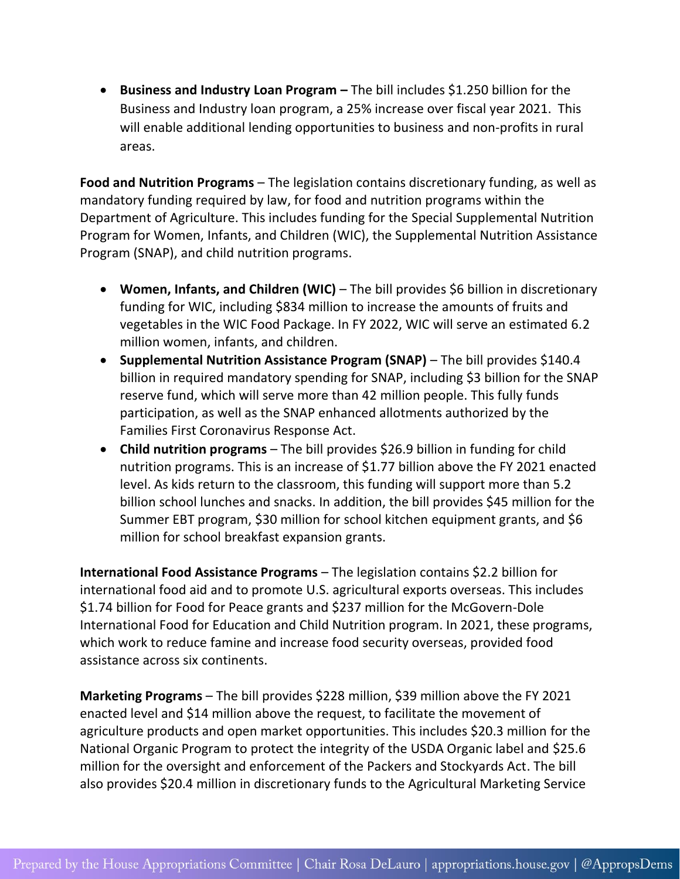- **Business and Industry Loan Program –** The bill includes $1.250 billion for the Business and Industry loan program, a 25% increase over fiscal year 2021. This will enable additional lending opportunities to business and non-profits in rural areas.

**Food and Nutrition Programs** – The legislation contains discretionary funding, as well as mandatory funding required by law, for food and nutrition programs within the Department of Agriculture. This includes funding for the Special Supplemental Nutrition Program for Women, Infants, and Children (WIC), the Supplemental Nutrition Assistance Program (SNAP), and child nutrition programs.

- **Women, Infants, and Children (WIC)** – The bill provides $6 billion in discretionary funding for WIC, including $834 million to increase the amounts of fruits and vegetables in the WIC Food Package. In FY 2022, WIC will serve an estimated 6.2 million women, infants, and children.
- **Supplemental Nutrition Assistance Program (SNAP)** – The bill provides $140.4 billion in required mandatory spending for SNAP, including $3 billion for the SNAP reserve fund, which will serve more than 42 million people. This fully funds participation, as well as the SNAP enhanced allotments authorized by the Families First Coronavirus Response Act.
- **Child nutrition programs** – The bill provides $26.9 billion in funding for child nutrition programs. This is an increase of $1.77 billion above the FY 2021 enacted level. As kids return to the classroom, this funding will support more than 5.2 billion school lunches and snacks. In addition, the bill provides $45 million for the Summer EBT program, $30 million for school kitchen equipment grants, and $6 million for school breakfast expansion grants.

**International Food Assistance Programs** – The legislation contains $2.2 billion for international food aid and to promote U.S. agricultural exports overseas. This includes $1.74 billion for Food for Peace grants and $237 million for the McGovern-Dole International Food for Education and Child Nutrition program. In 2021, these programs, which work to reduce famine and increase food security overseas, provided food assistance across six continents.

**Marketing Programs** – The bill provides $228 million, $39 million above the FY 2021 enacted level and $14 million above the request, to facilitate the movement of agriculture products and open market opportunities. This includes $20.3 million for the National Organic Program to protect the integrity of the USDA Organic label and $25.6 million for the oversight and enforcement of the Packers and Stockyards Act. The bill also provides $20.4 million in discretionary funds to the Agricultural Marketing Service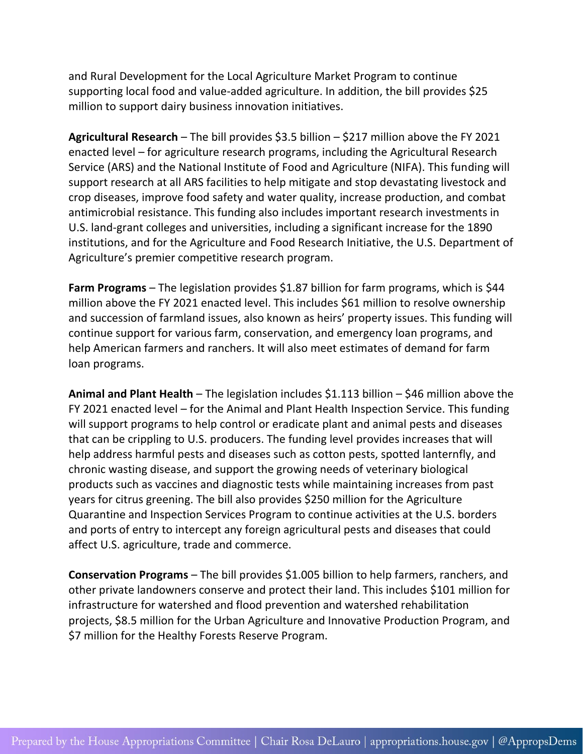and Rural Development for the Local Agriculture Market Program to continue supporting local food and value-added agriculture. In addition, the bill provides $25 million to support dairy business innovation initiatives.

**Agricultural Research** – The bill provides $3.5 billion – $217 million above the FY 2021 enacted level – for agriculture research programs, including the Agricultural Research Service (ARS) and the National Institute of Food and Agriculture (NIFA). This funding will support research at all ARS facilities to help mitigate and stop devastating livestock and crop diseases, improve food safety and water quality, increase production, and combat antimicrobial resistance. This funding also includes important research investments in U.S. land-grant colleges and universities, including a significant increase for the 1890 institutions, and for the Agriculture and Food Research Initiative, the U.S. Department of Agriculture's premier competitive research program.

**Farm Programs** – The legislation provides $1.87 billion for farm programs, which is $44 million above the FY 2021 enacted level. This includes $61 million to resolve ownership and succession of farmland issues, also known as heirs' property issues. This funding will continue support for various farm, conservation, and emergency loan programs, and help American farmers and ranchers. It will also meet estimates of demand for farm loan programs.

**Animal and Plant Health** – The legislation includes $1.113 billion – $46 million above the FY 2021 enacted level – for the Animal and Plant Health Inspection Service. This funding will support programs to help control or eradicate plant and animal pests and diseases that can be crippling to U.S. producers. The funding level provides increases that will help address harmful pests and diseases such as cotton pests, spotted lanternfly, and chronic wasting disease, and support the growing needs of veterinary biological products such as vaccines and diagnostic tests while maintaining increases from past years for citrus greening. The bill also provides $250 million for the Agriculture Quarantine and Inspection Services Program to continue activities at the U.S. borders and ports of entry to intercept any foreign agricultural pests and diseases that could affect U.S. agriculture, trade and commerce.

**Conservation Programs** – The bill provides $1.005 billion to help farmers, ranchers, and other private landowners conserve and protect their land. This includes $101 million for infrastructure for watershed and flood prevention and watershed rehabilitation projects, $8.5 million for the Urban Agriculture and Innovative Production Program, and $7 million for the Healthy Forests Reserve Program.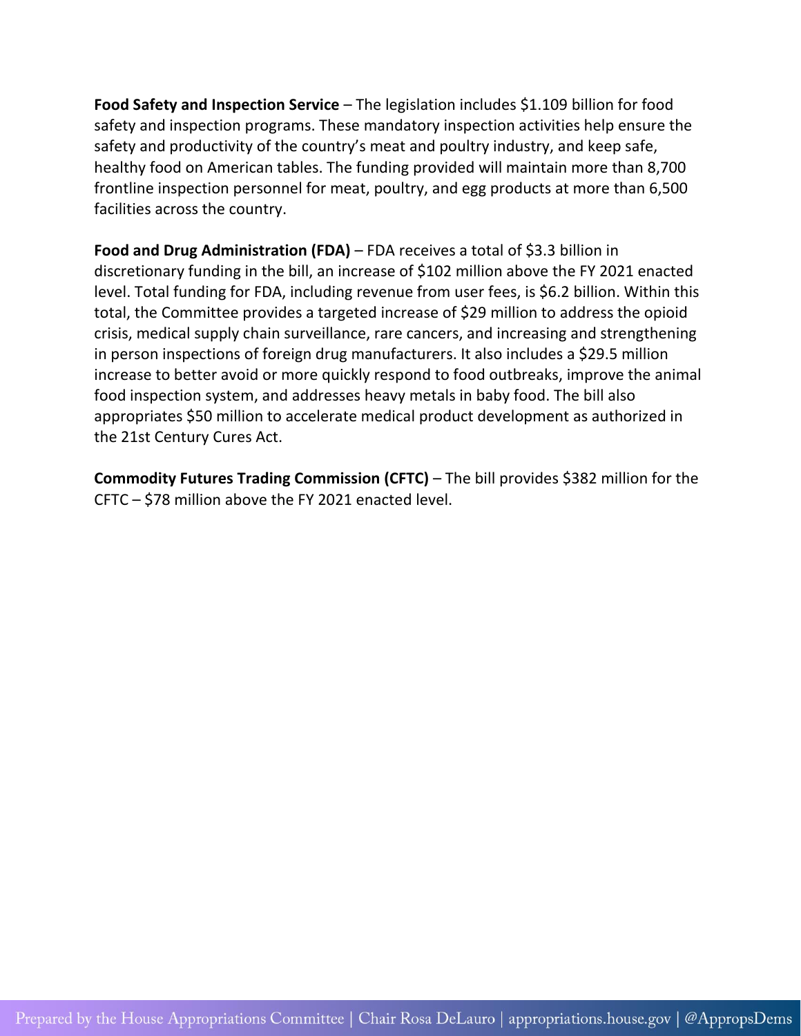**Food Safety and Inspection Service** – The legislation includes $1.109 billion for food safety and inspection programs. These mandatory inspection activities help ensure the safety and productivity of the country's meat and poultry industry, and keep safe, healthy food on American tables. The funding provided will maintain more than 8,700 frontline inspection personnel for meat, poultry, and egg products at more than 6,500 facilities across the country.

**Food and Drug Administration (FDA)** – FDA receives a total of $3.3 billion in discretionary funding in the bill, an increase of $102 million above the FY 2021 enacted level. Total funding for FDA, including revenue from user fees, is $6.2 billion. Within this total, the Committee provides a targeted increase of $29 million to address the opioid crisis, medical supply chain surveillance, rare cancers, and increasing and strengthening in person inspections of foreign drug manufacturers. It also includes a $29.5 million increase to better avoid or more quickly respond to food outbreaks, improve the animal food inspection system, and addresses heavy metals in baby food. The bill also appropriates $50 million to accelerate medical product development as authorized in the 21st Century Cures Act.

**Commodity Futures Trading Commission (CFTC)** – The bill provides $382 million for the CFTC – $78 million above the FY 2021 enacted level.